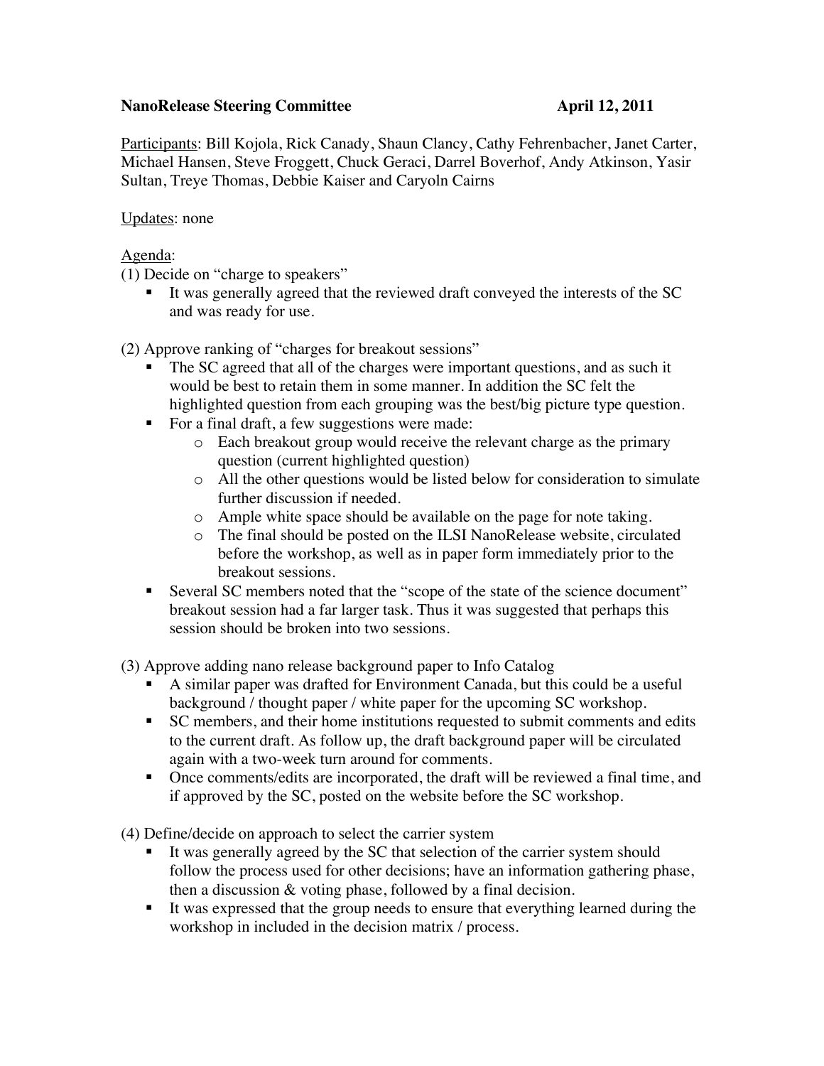**NanoRelease Steering Committee April 12, 2011**

<u>Participants</u>: Bill Kojola, Rick Canady, Shaun Clancy, Cathy Fehrenbacher, Janet Carter, Michael Hansen, Steve Froggett, Chuck Geraci, Darrel Boverhof, Andy Atkinson, Yasir Sultan, Treye Thomas, Debbie Kaiser and Caryoln Cairns

<u>Updates</u>: none

<u>Agenda</u>:

(1) Decide on "charge to speakers"

- It was generally agreed that the reviewed draft conveyed the interests of the SC and was ready for use.

(2) Approve ranking of "charges for breakout sessions"

- The SC agreed that all of the charges were important questions, and as such it would be best to retain them in some manner. In addition the SC felt the highlighted question from each grouping was the best/big picture type question.
- For a final draft, a few suggestions were made:
  - Each breakout group would receive the relevant charge as the primary question (current highlighted question)
  - All the other questions would be listed below for consideration to simulate further discussion if needed.
  - Ample white space should be available on the page for note taking.
  - The final should be posted on the ILSI NanoRelease website, circulated before the workshop, as well as in paper form immediately prior to the breakout sessions.
- Several SC members noted that the "scope of the state of the science document" breakout session had a far larger task. Thus it was suggested that perhaps this session should be broken into two sessions.

(3) Approve adding nano release background paper to Info Catalog

- A similar paper was drafted for Environment Canada, but this could be a useful background / thought paper / white paper for the upcoming SC workshop.
- SC members, and their home institutions requested to submit comments and edits to the current draft. As follow up, the draft background paper will be circulated again with a two-week turn around for comments.
- Once comments/edits are incorporated, the draft will be reviewed a final time, and if approved by the SC, posted on the website before the SC workshop.

(4) Define/decide on approach to select the carrier system

- It was generally agreed by the SC that selection of the carrier system should follow the process used for other decisions; have an information gathering phase, then a discussion & voting phase, followed by a final decision.
- It was expressed that the group needs to ensure that everything learned during the workshop in included in the decision matrix / process.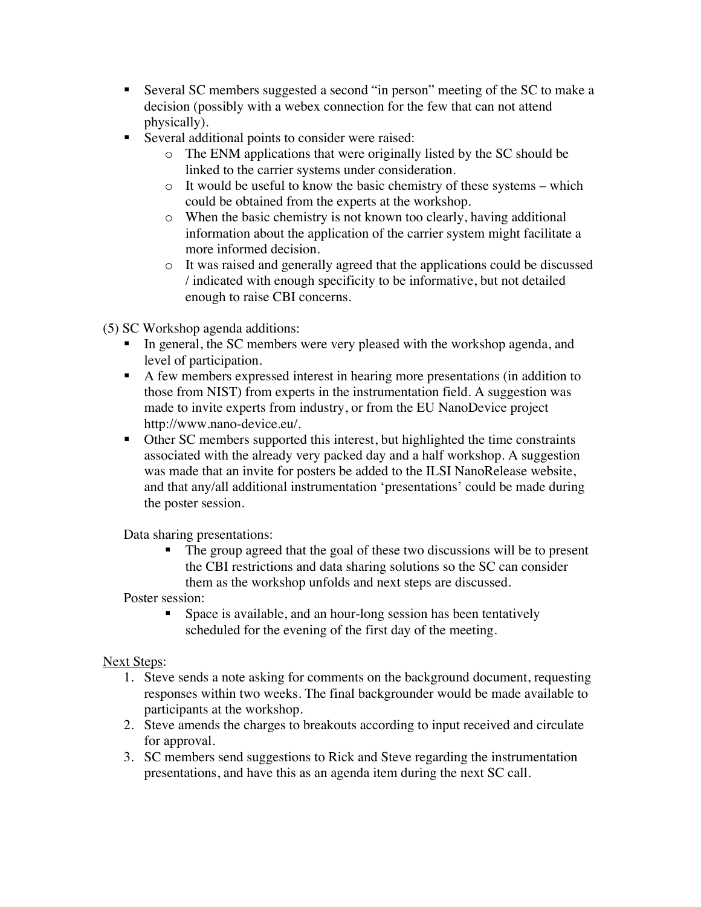- Several SC members suggested a second "in person" meeting of the SC to make a decision (possibly with a webex connection for the few that can not attend physically).
- Several additional points to consider were raised:
  - The ENM applications that were originally listed by the SC should be linked to the carrier systems under consideration.
  - It would be useful to know the basic chemistry of these systems – which could be obtained from the experts at the workshop.
  - When the basic chemistry is not known too clearly, having additional information about the application of the carrier system might facilitate a more informed decision.
  - It was raised and generally agreed that the applications could be discussed / indicated with enough specificity to be informative, but not detailed enough to raise CBI concerns.

(5) SC Workshop agenda additions:

- In general, the SC members were very pleased with the workshop agenda, and level of participation.
- A few members expressed interest in hearing more presentations (in addition to those from NIST) from experts in the instrumentation field. A suggestion was made to invite experts from industry, or from the EU NanoDevice project http://www.nano-device.eu/.
- Other SC members supported this interest, but highlighted the time constraints associated with the already very packed day and a half workshop. A suggestion was made that an invite for posters be added to the ILSI NanoRelease website, and that any/all additional instrumentation 'presentations' could be made during the poster session.

Data sharing presentations:

- The group agreed that the goal of these two discussions will be to present the CBI restrictions and data sharing solutions so the SC can consider them as the workshop unfolds and next steps are discussed.

Poster session:

- Space is available, and an hour-long session has been tentatively scheduled for the evening of the first day of the meeting.

<u>Next Steps</u>:

1. Steve sends a note asking for comments on the background document, requesting responses within two weeks. The final backgrounder would be made available to participants at the workshop.
2. Steve amends the charges to breakouts according to input received and circulate for approval.
3. SC members send suggestions to Rick and Steve regarding the instrumentation presentations, and have this as an agenda item during the next SC call.